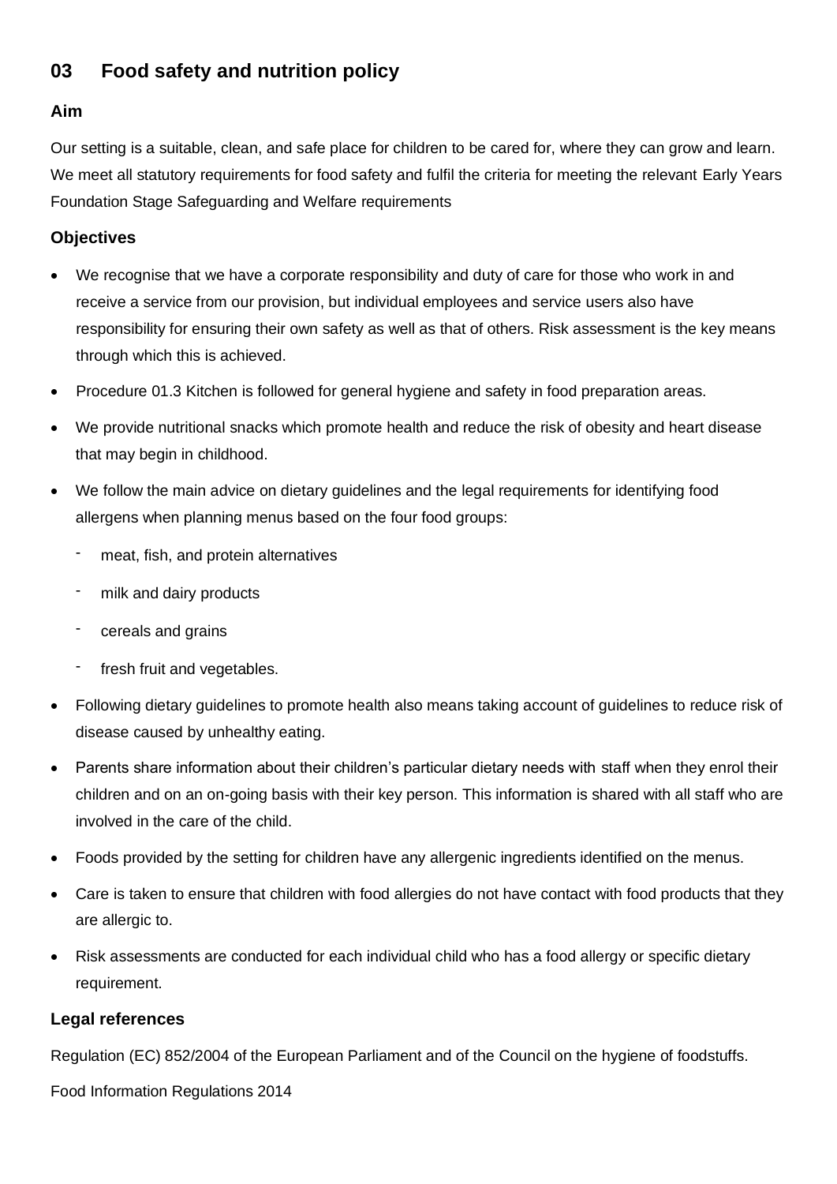# 03 Food safety and nutrition policy

## Aim

Our setting is a suitable, clean, and safe place for children to be cared for, where they can grow and learn. We meet all statutory requirements for food safety and fulfil the criteria for meeting the relevant Early Years Foundation Stage Safeguarding and Welfare requirements

## Objectives

- We recognise that we have a corporate responsibility and duty of care for those who work in and receive a service from our provision, but individual employees and service users also have responsibility for ensuring their own safety as well as that of others. Risk assessment is the key means through which this is achieved.
- Procedure 01.3 Kitchen is followed for general hygiene and safety in food preparation areas.
- We provide nutritional snacks which promote health and reduce the risk of obesity and heart disease that may begin in childhood.
- We follow the main advice on dietary guidelines and the legal requirements for identifying food allergens when planning menus based on the four food groups:
  - meat, fish, and protein alternatives
  - milk and dairy products
  - cereals and grains
  - fresh fruit and vegetables.
- Following dietary guidelines to promote health also means taking account of guidelines to reduce risk of disease caused by unhealthy eating.
- Parents share information about their children's particular dietary needs with staff when they enrol their children and on an on-going basis with their key person. This information is shared with all staff who are involved in the care of the child.
- Foods provided by the setting for children have any allergenic ingredients identified on the menus.
- Care is taken to ensure that children with food allergies do not have contact with food products that they are allergic to.
- Risk assessments are conducted for each individual child who has a food allergy or specific dietary requirement.

## Legal references

Regulation (EC) 852/2004 of the European Parliament and of the Council on the hygiene of foodstuffs.

Food Information Regulations 2014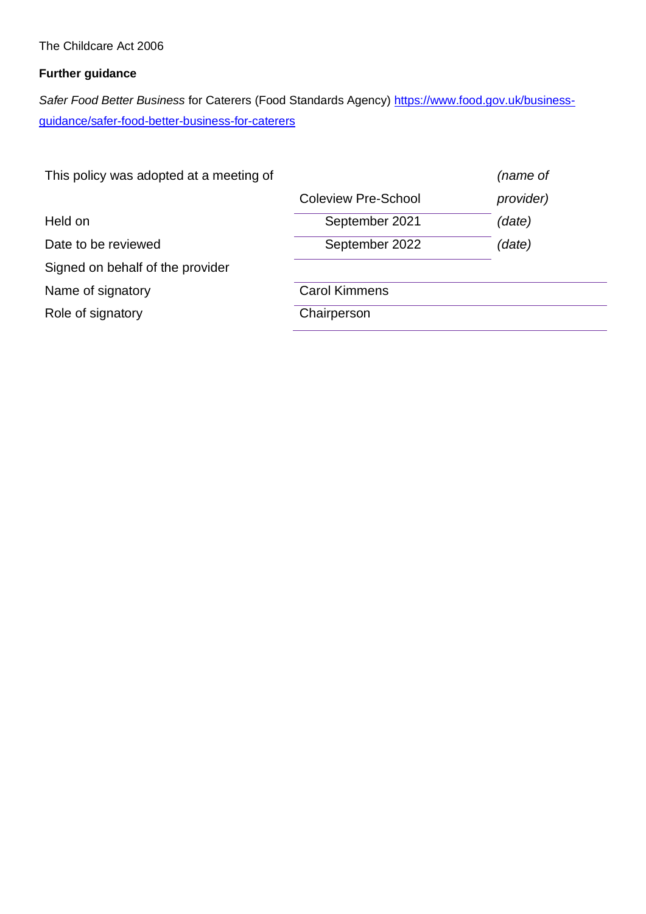The Childcare Act 2006

**Further guidance**

*Safer Food Better Business* for Caterers (Food Standards Agency) https://www.food.gov.uk/business-guidance/safer-food-better-business-for-caterers

| | | |
|---|---|---|
| This policy was adopted at a meeting of | Coleview Pre-School | *(name of provider)* |
| Held on | September 2021 | *(date)* |
| Date to be reviewed | September 2022 | *(date)* |
| Signed on behalf of the provider | | |
| Name of signatory | Carol Kimmens | |
| Role of signatory | Chairperson | |